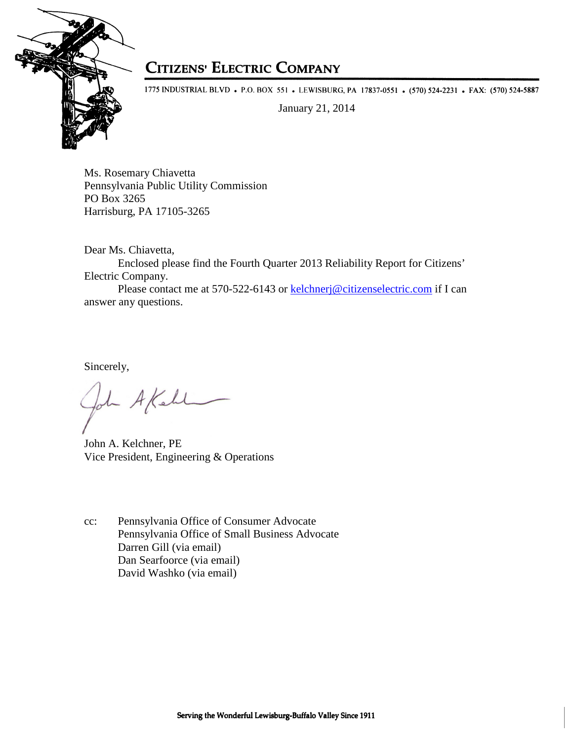# CITIZENS' ELECTRIC COMPANY

1775 INDUSTRIAL BLVD • P.O. BOX 551 • LEWISBURG, PA 17837-0551 • (570) 524-2231 • FAX: (570) 524-5887

January 21, 2014

Ms. Rosemary Chiavetta
Pennsylvania Public Utility Commission
PO Box 3265
Harrisburg, PA 17105-3265

Dear Ms. Chiavetta,

Enclosed please find the Fourth Quarter 2013 Reliability Report for Citizens' Electric Company.

Please contact me at 570-522-6143 or kelchnerj@citizenselectric.com if I can answer any questions.

Sincerely,

John A. Kelchner, PE
Vice President, Engineering & Operations

cc: Pennsylvania Office of Consumer Advocate
Pennsylvania Office of Small Business Advocate
Darren Gill (via email)
Dan Searfoorce (via email)
David Washko (via email)

Serving the Wonderful Lewisburg-Buffalo Valley Since 1911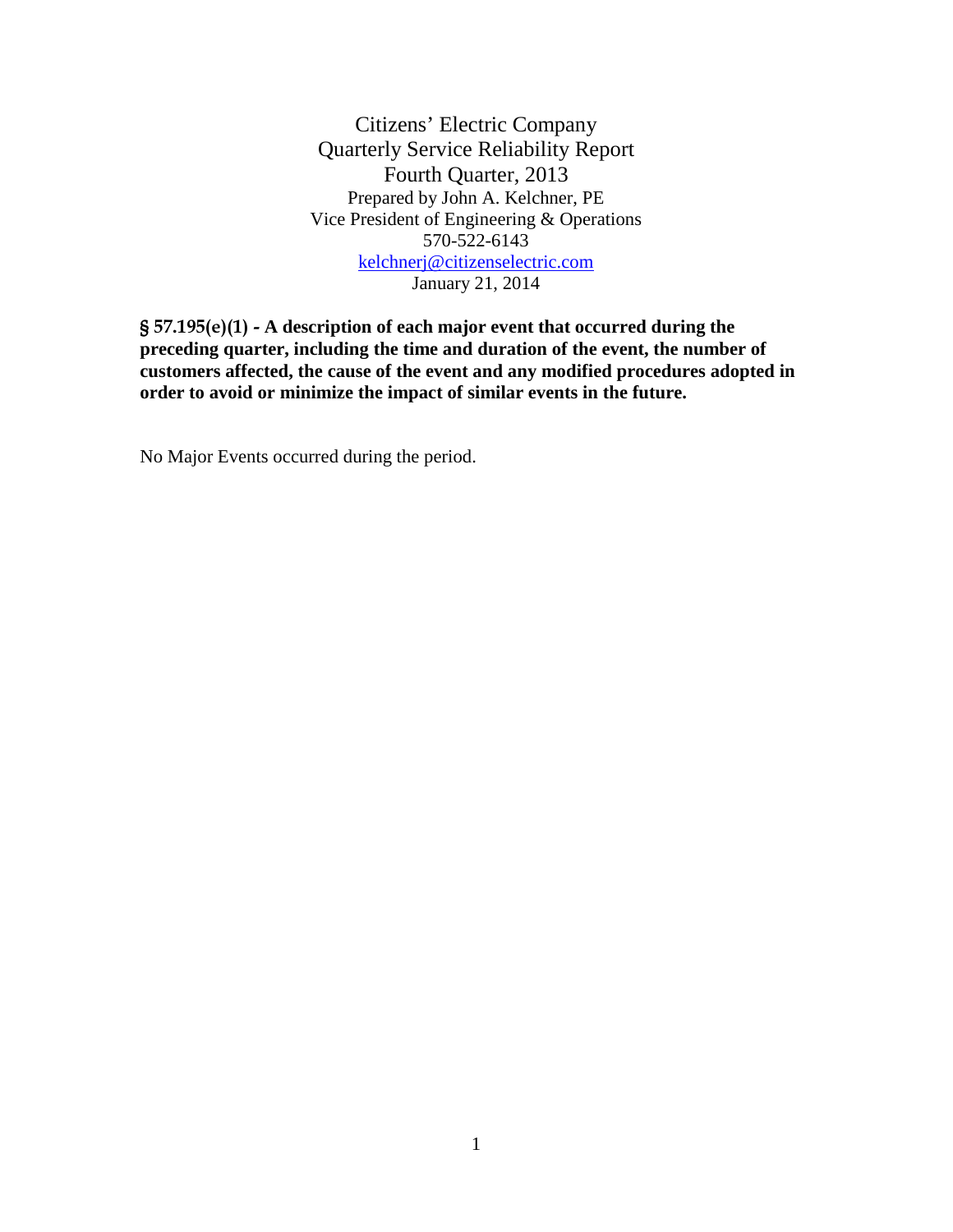Citizens' Electric Company
Quarterly Service Reliability Report
Fourth Quarter, 2013
Prepared by John A. Kelchner, PE
Vice President of Engineering & Operations
570-522-6143
kelchnerj@citizenselectric.com
January 21, 2014

**§ 57.195(e)(1) - A description of each major event that occurred during the preceding quarter, including the time and duration of the event, the number of customers affected, the cause of the event and any modified procedures adopted in order to avoid or minimize the impact of similar events in the future.**

No Major Events occurred during the period.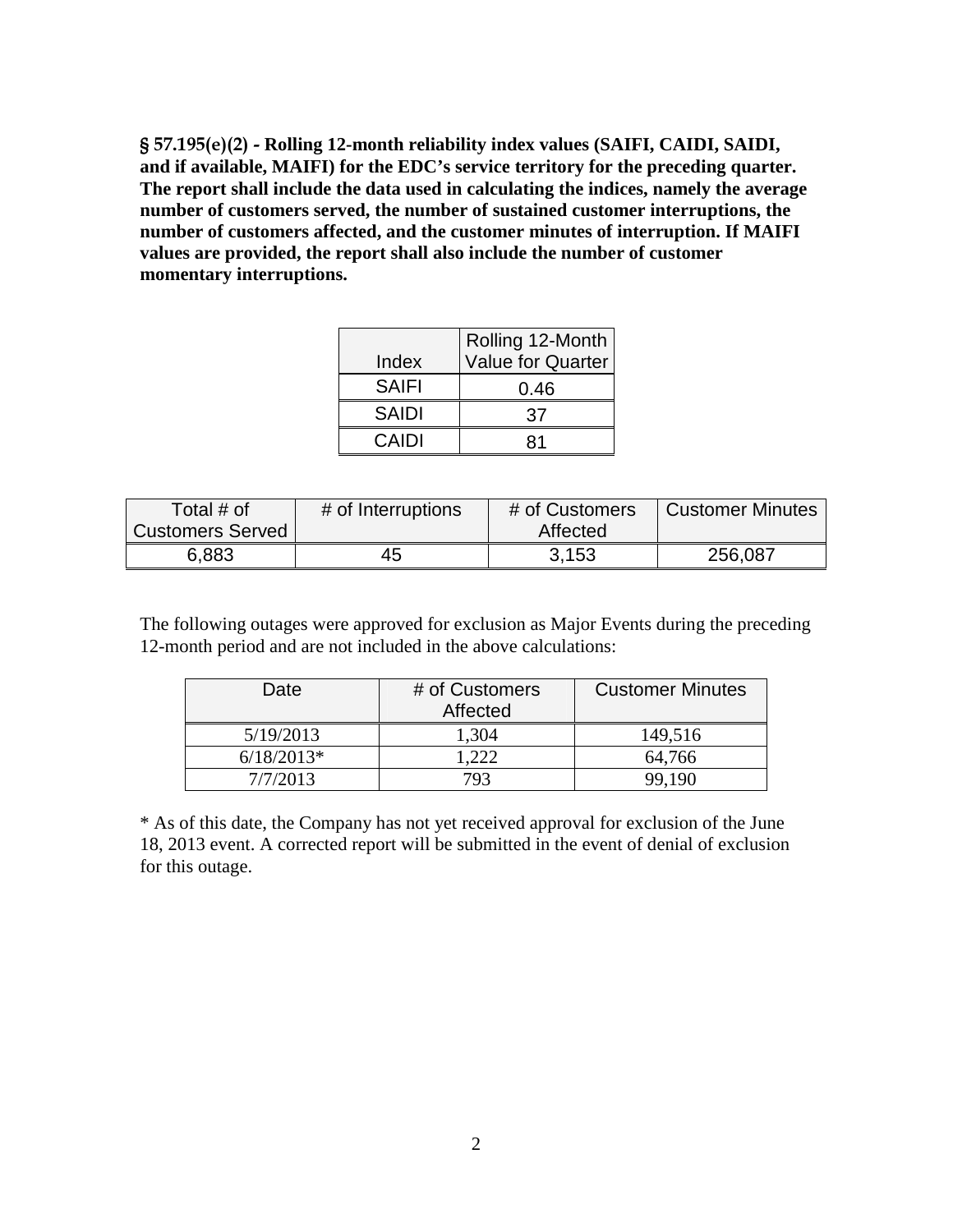**§ 57.195(e)(2) - Rolling 12-month reliability index values (SAIFI, CAIDI, SAIDI, and if available, MAIFI) for the EDC's service territory for the preceding quarter. The report shall include the data used in calculating the indices, namely the average number of customers served, the number of sustained customer interruptions, the number of customers affected, and the customer minutes of interruption. If MAIFI values are provided, the report shall also include the number of customer momentary interruptions.**

| Index | Rolling 12-Month Value for Quarter |
|---|---|
| SAIFI | 0.46 |
| SAIDI | 37 |
| CAIDI | 81 |

| Total # of Customers Served | # of Interruptions | # of Customers Affected | Customer Minutes |
|---|---|---|---|
| 6,883 | 45 | 3,153 | 256,087 |

The following outages were approved for exclusion as Major Events during the preceding 12-month period and are not included in the above calculations:

| Date | # of Customers Affected | Customer Minutes |
|---|---|---|
| 5/19/2013 | 1,304 | 149,516 |
| 6/18/2013* | 1,222 | 64,766 |
| 7/7/2013 | 793 | 99,190 |

* As of this date, the Company has not yet received approval for exclusion of the June 18, 2013 event. A corrected report will be submitted in the event of denial of exclusion for this outage.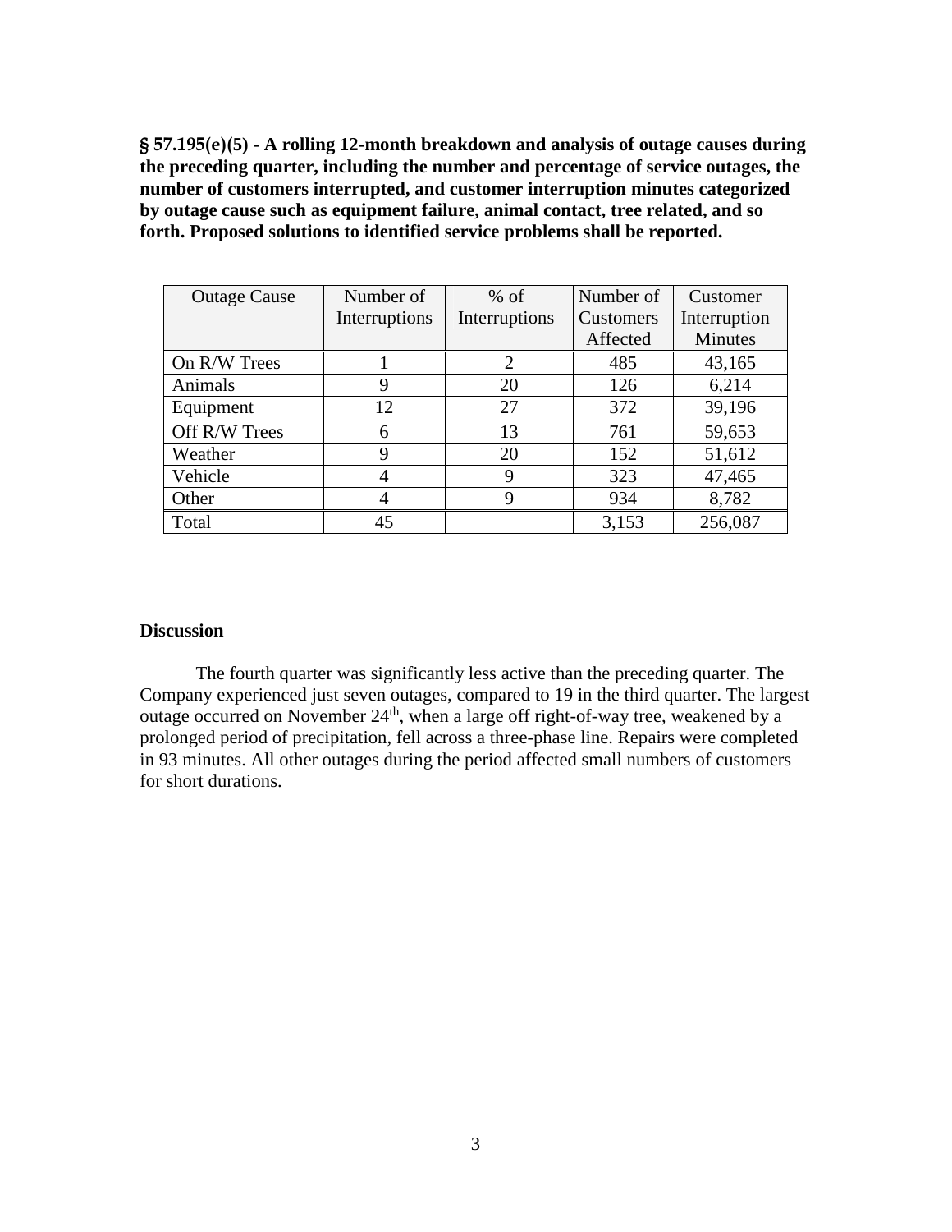**§ 57.195(e)(5) - A rolling 12-month breakdown and analysis of outage causes during the preceding quarter, including the number and percentage of service outages, the number of customers interrupted, and customer interruption minutes categorized by outage cause such as equipment failure, animal contact, tree related, and so forth. Proposed solutions to identified service problems shall be reported.**

| Outage Cause | Number of Interruptions | % of Interruptions | Number of Customers Affected | Customer Interruption Minutes |
|---|---|---|---|---|
| On R/W Trees | 1 | 2 | 485 | 43,165 |
| Animals | 9 | 20 | 126 | 6,214 |
| Equipment | 12 | 27 | 372 | 39,196 |
| Off R/W Trees | 6 | 13 | 761 | 59,653 |
| Weather | 9 | 20 | 152 | 51,612 |
| Vehicle | 4 | 9 | 323 | 47,465 |
| Other | 4 | 9 | 934 | 8,782 |
| Total | 45 | | 3,153 | 256,087 |

**Discussion**

The fourth quarter was significantly less active than the preceding quarter. The Company experienced just seven outages, compared to 19 in the third quarter. The largest outage occurred on November 24th, when a large off right-of-way tree, weakened by a prolonged period of precipitation, fell across a three-phase line. Repairs were completed in 93 minutes. All other outages during the period affected small numbers of customers for short durations.